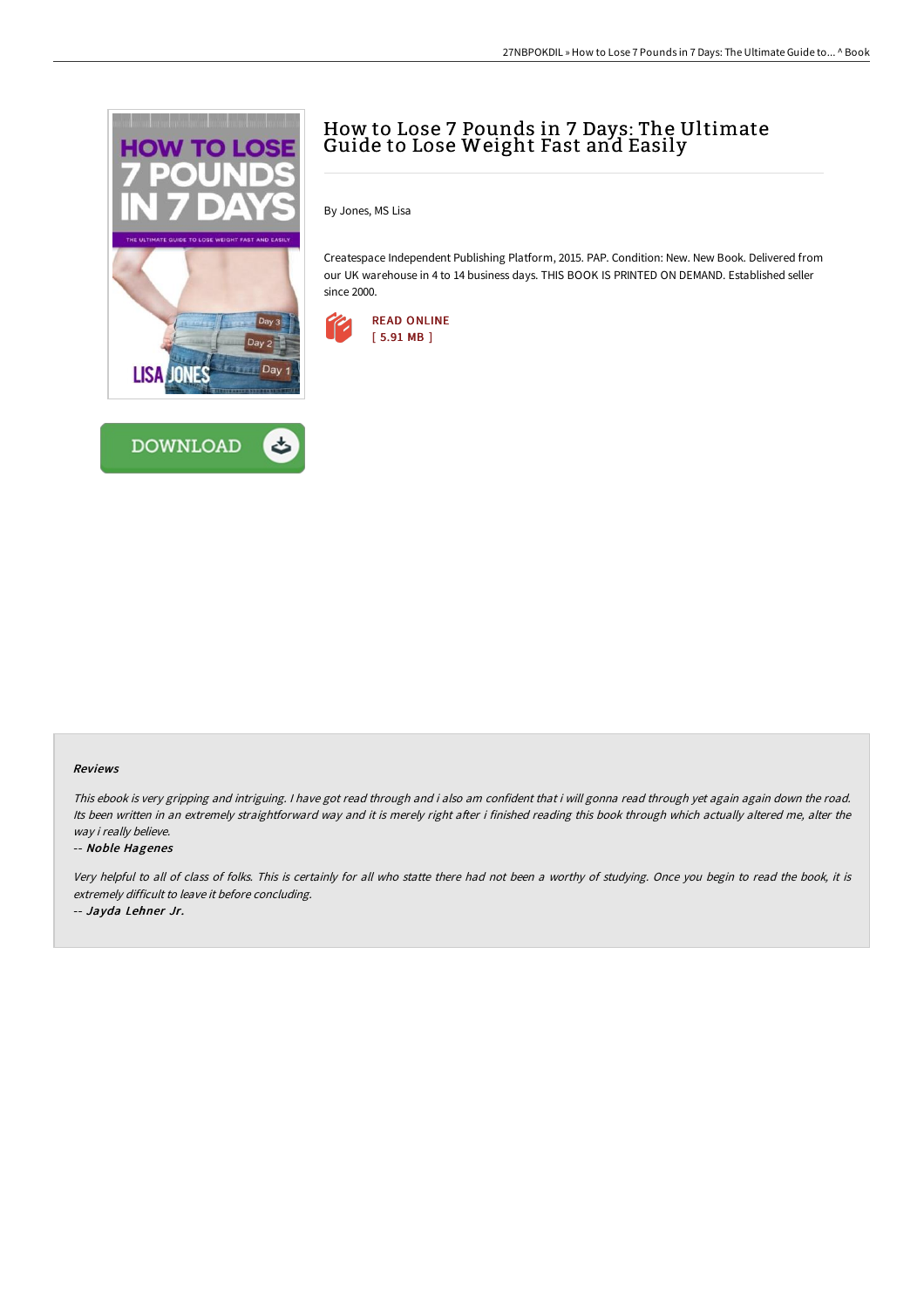# How to Lose 7 Pounds in 7 Days: The Ultimate Guide to Lose Weight Fast and Easily

By Jones, MS Lisa

Createspace Independent Publishing Platform, 2015. PAP. Condition: New. New Book. Delivered from our UK warehouse in 4 to 14 business days. THIS BOOK IS PRINTED ON DEMAND. Established seller since 2000.

READ ONLINE
[ 5.91 MB ]

DOWNLOAD

### Reviews

*This ebook is very gripping and intriguing. I have got read through and i also am confident that i will gonna read through yet again again down the road. Its been written in an extremely straightforward way and it is merely right after i finished reading this book through which actually altered me, alter the way i really believe.*

-- ***Noble Hagenes***

*Very helpful to all of class of folks. This is certainly for all who statte there had not been a worthy of studying. Once you begin to read the book, it is extremely difficult to leave it before concluding.*

-- ***Jayda Lehner Jr.***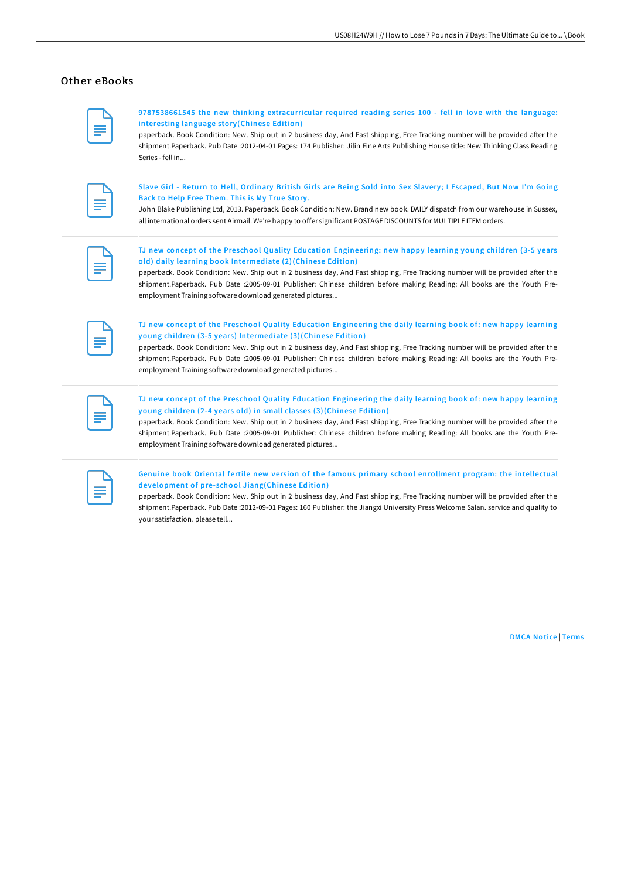## Other eBooks

9787538661545 the new thinking extracurricular required reading series 100 - fell in love with the language: interesting language story(Chinese Edition)

paperback. Book Condition: New. Ship out in 2 business day, And Fast shipping, Free Tracking number will be provided after the shipment.Paperback. Pub Date :2012-04-01 Pages: 174 Publisher: Jilin Fine Arts Publishing House title: New Thinking Class Reading Series - fell in...

Slave Girl - Return to Hell, Ordinary British Girls are Being Sold into Sex Slavery; I Escaped, But Now I'm Going Back to Help Free Them. This is My True Story.

John Blake Publishing Ltd, 2013. Paperback. Book Condition: New. Brand new book. DAILY dispatch from our warehouse in Sussex, all international orders sent Airmail. We're happy to offer significant POSTAGE DISCOUNTS for MULTIPLE ITEM orders.

TJ new concept of the Preschool Quality Education Engineering: new happy learning young children (3-5 years old) daily learning book Intermediate (2)(Chinese Edition)

paperback. Book Condition: New. Ship out in 2 business day, And Fast shipping, Free Tracking number will be provided after the shipment.Paperback. Pub Date :2005-09-01 Publisher: Chinese children before making Reading: All books are the Youth Pre-employment Training software download generated pictures...

TJ new concept of the Preschool Quality Education Engineering the daily learning book of: new happy learning young children (3-5 years) Intermediate (3)(Chinese Edition)

paperback. Book Condition: New. Ship out in 2 business day, And Fast shipping, Free Tracking number will be provided after the shipment.Paperback. Pub Date :2005-09-01 Publisher: Chinese children before making Reading: All books are the Youth Pre-employment Training software download generated pictures...

TJ new concept of the Preschool Quality Education Engineering the daily learning book of: new happy learning young children (2-4 years old) in small classes (3)(Chinese Edition)

paperback. Book Condition: New. Ship out in 2 business day, And Fast shipping, Free Tracking number will be provided after the shipment.Paperback. Pub Date :2005-09-01 Publisher: Chinese children before making Reading: All books are the Youth Pre-employment Training software download generated pictures...

Genuine book Oriental fertile new version of the famous primary school enrollment program: the intellectual development of pre-school Jiang(Chinese Edition)

paperback. Book Condition: New. Ship out in 2 business day, And Fast shipping, Free Tracking number will be provided after the shipment.Paperback. Pub Date :2012-09-01 Pages: 160 Publisher: the Jiangxi University Press Welcome Salan. service and quality to your satisfaction. please tell...